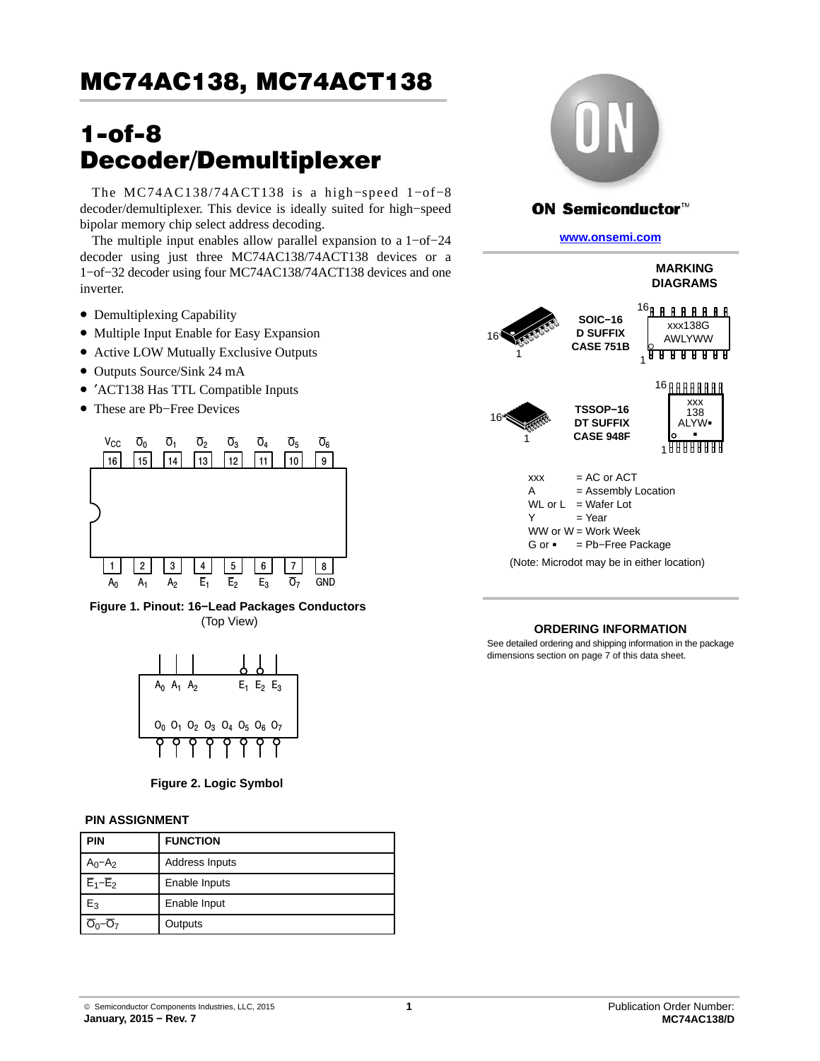# MC74AC138, MC74ACT138

## 1-of-8 Decoder/Demultiplexer

The MC74AC138/74ACT138 is a high−speed 1−of−8 decoder/demultiplexer. This device is ideally suited for high−speed bipolar memory chip select address decoding.

The multiple input enables allow parallel expansion to a 1−of−24 decoder using just three MC74AC138/74ACT138 devices or a 1−of−32 decoder using four MC74AC138/74ACT138 devices and one inverter.

- Demultiplexing Capability
- Multiple Input Enable for Easy Expansion
- Active LOW Mutually Exclusive Outputs
- Outputs Source/Sink 24 mA
- ′ACT138 Has TTL Compatible Inputs
- These are Pb−Free Devices

| 16 | 15 | 14 | 13 | 12 | 11 | 10 | 9 |
|---|---|---|---|---|---|---|---|
| $V_{CC}$ | $\overline{O}_0$ | $\overline{O}_1$ | $\overline{O}_2$ | $\overline{O}_3$ | $\overline{O}_4$ | $\overline{O}_5$ | $\overline{O}_6$ |

| 1 | 2 | 3 | 4 | 5 | 6 | 7 | 8 |
|---|---|---|---|---|---|---|---|
| $A_0$ | $A_1$ | $A_2$ | $\overline{E}_1$ | $\overline{E}_2$ | $E_3$ | $\overline{O}_7$ | GND |

**Figure 1. Pinout: 16−Lead Packages Conductors**
(Top View)

$A_0$ $A_1$ $A_2$ $E_1$ $E_2$ $E_3$

$O_0$ $O_1$ $O_2$ $O_3$ $O_4$ $O_5$ $O_6$ $O_7$

**Figure 2. Logic Symbol**

**PIN ASSIGNMENT**

| PIN | FUNCTION |
|---|---|
| $A_0$−$A_2$ | Address Inputs |
| $\overline{E}_1$−$\overline{E}_2$ | Enable Inputs |
| $E_3$ | Enable Input |
| $\overline{O}_0$−$\overline{O}_7$ | Outputs |

ON Semiconductor™

www.onsemi.com

**MARKING DIAGRAMS**

**SOIC−16**
**D SUFFIX**
**CASE 751B**

xxx138G
AWLYWW

**TSSOP−16**
**DT SUFFIX**
**CASE 948F**

xxx
138
ALYW▪
▪

xxx = AC or ACT
A = Assembly Location
WL or L = Wafer Lot
Y = Year
WW or W = Work Week
G or ▪ = Pb−Free Package

(Note: Microdot may be in either location)

**ORDERING INFORMATION**

See detailed ordering and shipping information in the package dimensions section on page 7 of this data sheet.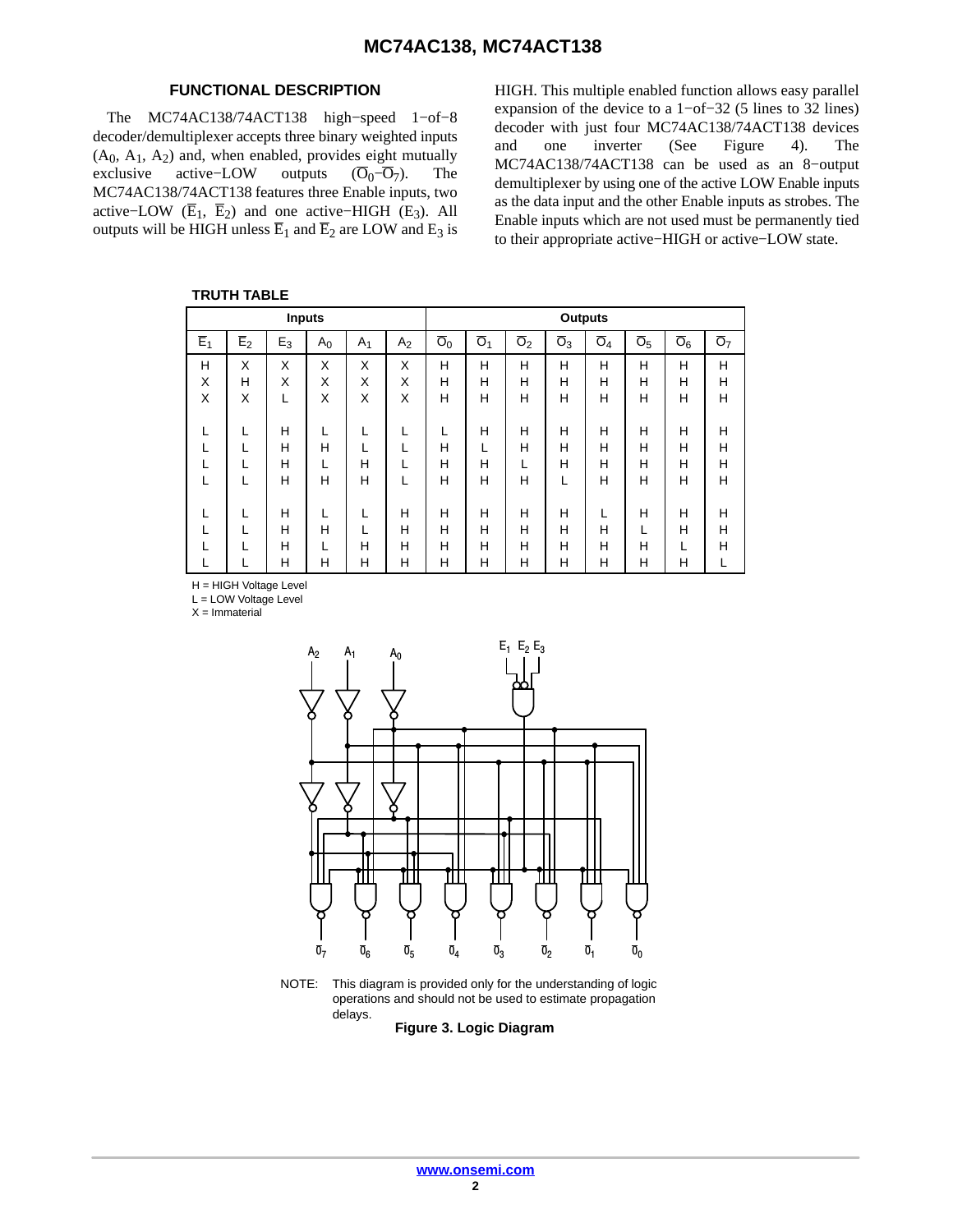## FUNCTIONAL DESCRIPTION

The MC74AC138/74ACT138 high−speed 1−of−8 decoder/demultiplexer accepts three binary weighted inputs ($A_0$, $A_1$, $A_2$) and, when enabled, provides eight mutually exclusive active−LOW outputs ($\overline{O}_0$−$\overline{O}_7$). The MC74AC138/74ACT138 features three Enable inputs, two active−LOW ($\overline{E}_1$, $\overline{E}_2$) and one active−HIGH ($E_3$). All outputs will be HIGH unless $\overline{E}_1$ and $\overline{E}_2$ are LOW and $E_3$ is HIGH. This multiple enabled function allows easy parallel expansion of the device to a 1−of−32 (5 lines to 32 lines) decoder with just four MC74AC138/74ACT138 devices and one inverter (See Figure 4). The MC74AC138/74ACT138 can be used as an 8−output demultiplexer by using one of the active LOW Enable inputs as the data input and the other Enable inputs as strobes. The Enable inputs which are not used must be permanently tied to their appropriate active−HIGH or active−LOW state.

**TRUTH TABLE**

| Inputs | | | | | | Outputs | | | | | | | |
|---|---|---|---|---|---|---|---|---|---|---|---|---|---|
| $\overline{E}_1$ | $\overline{E}_2$ | $E_3$ | $A_0$ | $A_1$ | $A_2$ | $\overline{O}_0$ | $\overline{O}_1$ | $\overline{O}_2$ | $\overline{O}_3$ | $\overline{O}_4$ | $\overline{O}_5$ | $\overline{O}_6$ | $\overline{O}_7$ |
| H | X | X | X | X | X | H | H | H | H | H | H | H | H |
| X | H | X | X | X | X | H | H | H | H | H | H | H | H |
| X | X | L | X | X | X | H | H | H | H | H | H | H | H |
| L | L | H | L | L | L | L | H | H | H | H | H | H | H |
| L | L | H | H | L | L | H | L | H | H | H | H | H | H |
| L | L | H | L | H | L | H | H | L | H | H | H | H | H |
| L | L | H | H | H | L | H | H | H | L | H | H | H | H |
| L | L | H | L | L | H | H | H | H | H | L | H | H | H |
| L | L | H | H | L | H | H | H | H | H | H | L | H | H |
| L | L | H | L | H | H | H | H | H | H | H | H | L | H |
| L | L | H | H | H | H | H | H | H | H | H | H | H | L |

H = HIGH Voltage Level
L = LOW Voltage Level
X = Immaterial

NOTE: This diagram is provided only for the understanding of logic operations and should not be used to estimate propagation delays.

**Figure 3. Logic Diagram**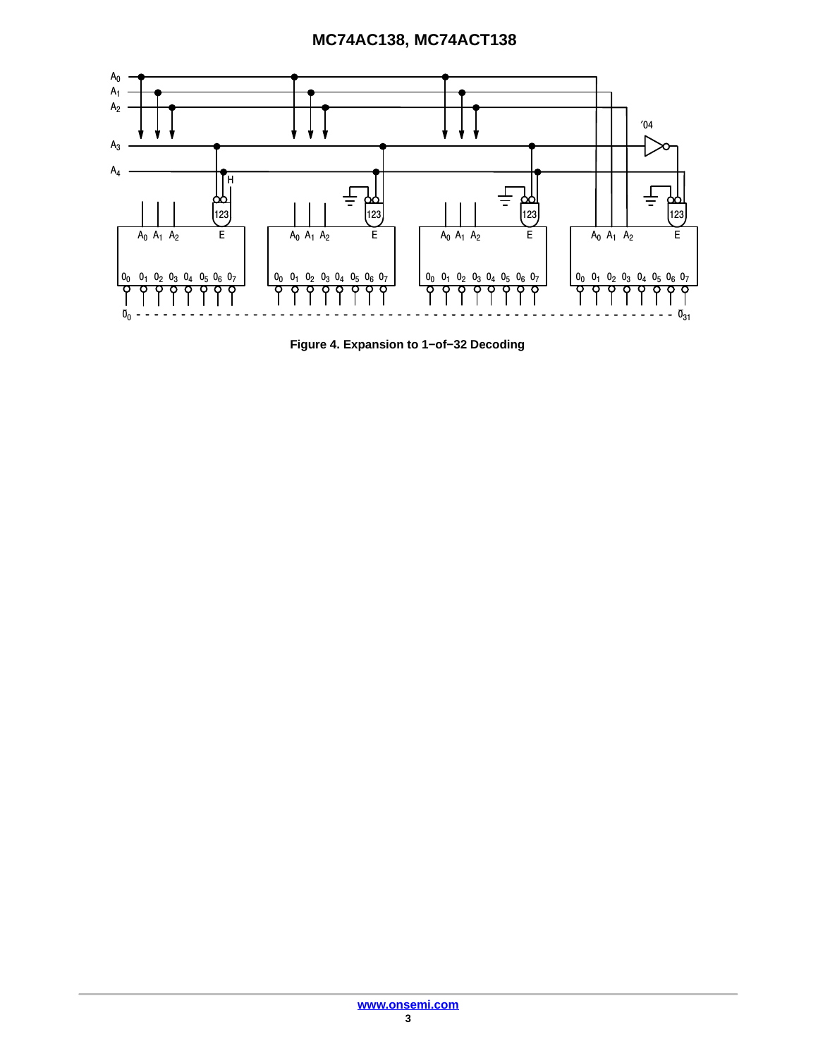**Figure 4. Expansion to 1−of−32 Decoding**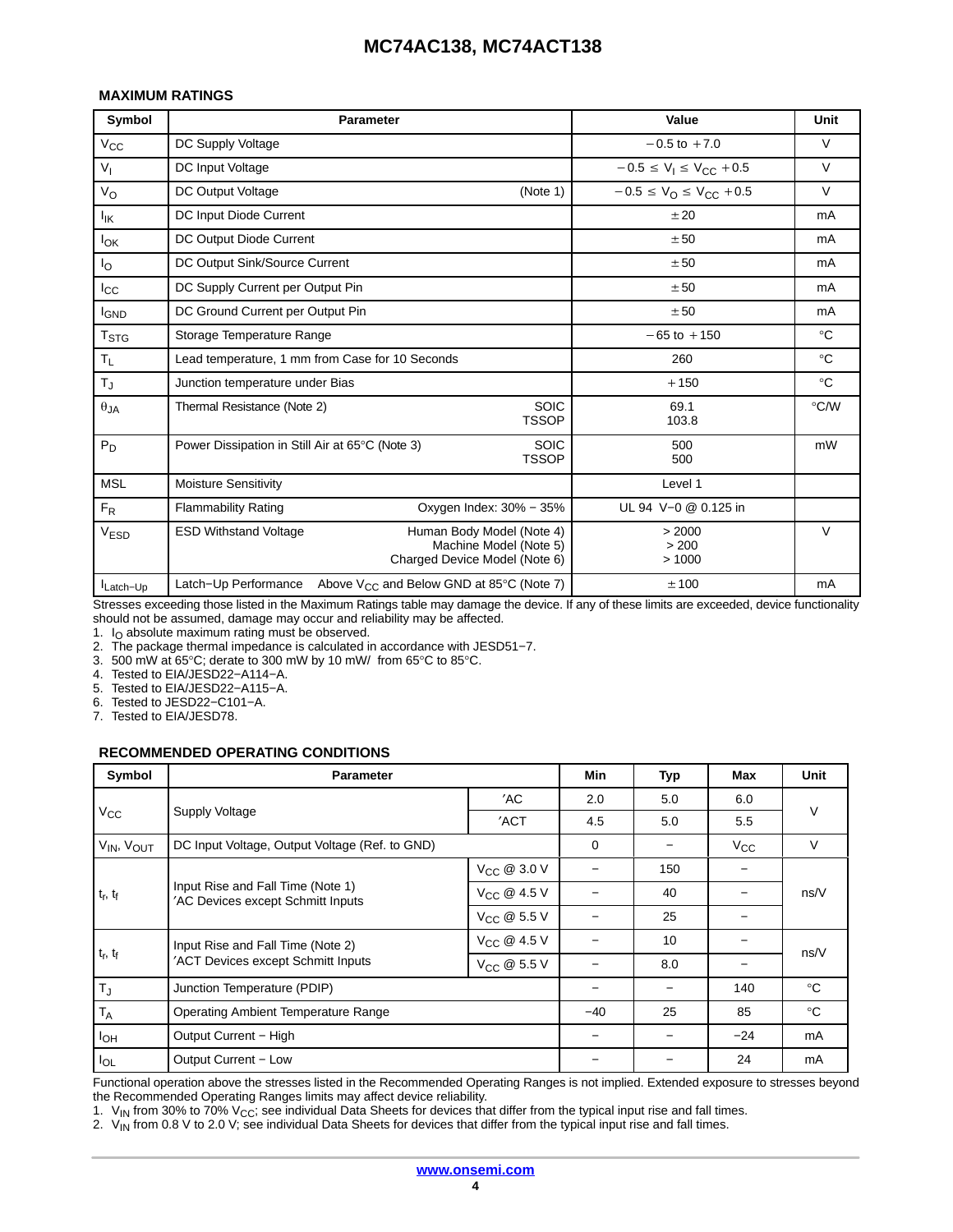### MAXIMUM RATINGS

| Symbol | Parameter | | Value | Unit |
|---|---|---|---|---|
| $V_{CC}$ | DC Supply Voltage | | −0.5 to +7.0 | V |
| $V_I$ | DC Input Voltage | | $-0.5 \leq V_I \leq V_{CC} + 0.5$ | V |
| $V_O$ | DC Output Voltage | (Note 1) | $-0.5 \leq V_O \leq V_{CC} + 0.5$ | V |
| $I_{IK}$ | DC Input Diode Current | | ±20 | mA |
| $I_{OK}$ | DC Output Diode Current | | ±50 | mA |
| $I_O$ | DC Output Sink/Source Current | | ±50 | mA |
| $I_{CC}$ | DC Supply Current per Output Pin | | ±50 | mA |
| $I_{GND}$ | DC Ground Current per Output Pin | | ±50 | mA |
| $T_{STG}$ | Storage Temperature Range | | −65 to +150 | °C |
| $T_L$ | Lead temperature, 1 mm from Case for 10 Seconds | | 260 | °C |
| $T_J$ | Junction temperature under Bias | | +150 | °C |
| $\theta_{JA}$ | Thermal Resistance (Note 2) | SOIC<br>TSSOP | 69.1<br>103.8 | °C/W |
| $P_D$ | Power Dissipation in Still Air at 65°C (Note 3) | SOIC<br>TSSOP | 500<br>500 | mW |
| MSL | Moisture Sensitivity | | Level 1 | |
| $F_R$ | Flammability Rating | Oxygen Index: 30% − 35% | UL 94 V−0 @ 0.125 in | |
| $V_{ESD}$ | ESD Withstand Voltage | Human Body Model (Note 4)<br>Machine Model (Note 5)<br>Charged Device Model (Note 6) | > 2000<br>> 200<br>> 1000 | V |
| $I_{Latch-Up}$ | Latch−Up Performance | Above $V_{CC}$ and Below GND at 85°C (Note 7) | ±100 | mA |

Stresses exceeding those listed in the Maximum Ratings table may damage the device. If any of these limits are exceeded, device functionality should not be assumed, damage may occur and reliability may be affected.

1. $I_O$ absolute maximum rating must be observed.
2. The package thermal impedance is calculated in accordance with JESD51−7.
3. 500 mW at 65°C; derate to 300 mW by 10 mW/ from 65°C to 85°C.
4. Tested to EIA/JESD22−A114−A.
5. Tested to EIA/JESD22−A115−A.
6. Tested to JESD22−C101−A.
7. Tested to EIA/JESD78.

### RECOMMENDED OPERATING CONDITIONS

| Symbol | Parameter | | Min | Typ | Max | Unit |
|---|---|---|---|---|---|---|
| $V_{CC}$ | Supply Voltage | ′AC | 2.0 | 5.0 | 6.0 | V |
| | | ′ACT | 4.5 | 5.0 | 5.5 | |
| $V_{IN}$, $V_{OUT}$ | DC Input Voltage, Output Voltage (Ref. to GND) | | 0 | − | $V_{CC}$ | V |
| $t_r$, $t_f$ | Input Rise and Fall Time (Note 1)<br>′AC Devices except Schmitt Inputs | $V_{CC}$ @ 3.0 V | − | 150 | − | ns/V |
| | | $V_{CC}$ @ 4.5 V | − | 40 | − | |
| | | $V_{CC}$ @ 5.5 V | − | 25 | − | |
| $t_r$, $t_f$ | Input Rise and Fall Time (Note 2)<br>′ACT Devices except Schmitt Inputs | $V_{CC}$ @ 4.5 V | − | 10 | − | ns/V |
| | | $V_{CC}$ @ 5.5 V | − | 8.0 | − | |
| $T_J$ | Junction Temperature (PDIP) | | − | − | 140 | °C |
| $T_A$ | Operating Ambient Temperature Range | | −40 | 25 | 85 | °C |
| $I_{OH}$ | Output Current − High | | − | − | −24 | mA |
| $I_{OL}$ | Output Current − Low | | − | − | 24 | mA |

Functional operation above the stresses listed in the Recommended Operating Ranges is not implied. Extended exposure to stresses beyond the Recommended Operating Ranges limits may affect device reliability.

1. $V_{IN}$ from 30% to 70% $V_{CC}$; see individual Data Sheets for devices that differ from the typical input rise and fall times.
2. $V_{IN}$ from 0.8 V to 2.0 V; see individual Data Sheets for devices that differ from the typical input rise and fall times.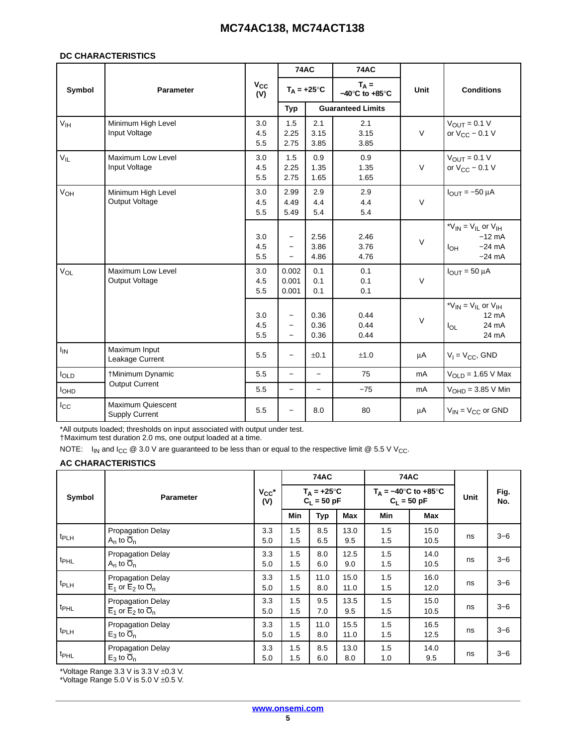### DC CHARACTERISTICS

| Symbol | Parameter | $V_{CC}$ (V) | 74AC $T_A$ = +25°C Typ | 74AC $T_A$ = +25°C Guaranteed Limits | 74AC $T_A$ = −40°C to +85°C Guaranteed Limits | Unit | Conditions |
|---|---|---|---|---|---|---|---|
| $V_{IH}$ | Minimum High Level Input Voltage | 3.0<br>4.5<br>5.5 | 1.5<br>2.25<br>2.75 | 2.1<br>3.15<br>3.85 | 2.1<br>3.15<br>3.85 | V | $V_{OUT}$ = 0.1 V or $V_{CC}$ − 0.1 V |
| $V_{IL}$ | Maximum Low Level Input Voltage | 3.0<br>4.5<br>5.5 | 1.5<br>2.25<br>2.75 | 0.9<br>1.35<br>1.65 | 0.9<br>1.35<br>1.65 | V | $V_{OUT}$ = 0.1 V or $V_{CC}$ − 0.1 V |
| $V_{OH}$ | Minimum High Level Output Voltage | 3.0<br>4.5<br>5.5 | 2.99<br>4.49<br>5.49 | 2.9<br>4.4<br>5.4 | 2.9<br>4.4<br>5.4 | V | $I_{OUT}$ = −50 μA |
| | | 3.0<br>4.5<br>5.5 | −<br>−<br>− | 2.56<br>3.86<br>4.86 | 2.46<br>3.76<br>4.76 | V | *$V_{IN}$ = $V_{IL}$ or $V_{IH}$<br>$I_{OH}$ −12 mA<br>−24 mA<br>−24 mA |
| $V_{OL}$ | Maximum Low Level Output Voltage | 3.0<br>4.5<br>5.5 | 0.002<br>0.001<br>0.001 | 0.1<br>0.1<br>0.1 | 0.1<br>0.1<br>0.1 | V | $I_{OUT}$ = 50 μA |
| | | 3.0<br>4.5<br>5.5 | −<br>−<br>− | 0.36<br>0.36<br>0.36 | 0.44<br>0.44<br>0.44 | V | *$V_{IN}$ = $V_{IL}$ or $V_{IH}$<br>$I_{OL}$ 12 mA<br>24 mA<br>24 mA |
| $I_{IN}$ | Maximum Input Leakage Current | 5.5 | − | ±0.1 | ±1.0 | μA | $V_I$ = $V_{CC}$, GND |
| $I_{OLD}$ | †Minimum Dynamic Output Current | 5.5 | − | − | 75 | mA | $V_{OLD}$ = 1.65 V Max |
| $I_{OHD}$ | | 5.5 | − | − | −75 | mA | $V_{OHD}$ = 3.85 V Min |
| $I_{CC}$ | Maximum Quiescent Supply Current | 5.5 | − | 8.0 | 80 | μA | $V_{IN}$ = $V_{CC}$ or GND |

*All outputs loaded; thresholds on input associated with output under test.
†Maximum test duration 2.0 ms, one output loaded at a time.

NOTE: $I_{IN}$ and $I_{CC}$ @ 3.0 V are guaranteed to be less than or equal to the respective limit @ 5.5 V $V_{CC}$.

### AC CHARACTERISTICS

| Symbol | Parameter | $V_{CC}$* (V) | 74AC $T_A$ = +25°C $C_L$ = 50 pF Min | Typ | Max | 74AC $T_A$ = −40°C to +85°C $C_L$ = 50 pF Min | Max | Unit | Fig. No. |
|---|---|---|---|---|---|---|---|---|---|
| $t_{PLH}$ | Propagation Delay $A_n$ to $\overline{O}_n$ | 3.3<br>5.0 | 1.5<br>1.5 | 8.5<br>6.5 | 13.0<br>9.5 | 1.5<br>1.5 | 15.0<br>10.5 | ns | 3−6 |
| $t_{PHL}$ | Propagation Delay $A_n$ to $\overline{O}_n$ | 3.3<br>5.0 | 1.5<br>1.5 | 8.0<br>6.0 | 12.5<br>9.0 | 1.5<br>1.5 | 14.0<br>10.5 | ns | 3−6 |
| $t_{PLH}$ | Propagation Delay $\overline{E}_1$ or $\overline{E}_2$ to $\overline{O}_n$ | 3.3<br>5.0 | 1.5<br>1.5 | 11.0<br>8.0 | 15.0<br>11.0 | 1.5<br>1.5 | 16.0<br>12.0 | ns | 3−6 |
| $t_{PHL}$ | Propagation Delay $\overline{E}_1$ or $\overline{E}_2$ to $\overline{O}_n$ | 3.3<br>5.0 | 1.5<br>1.5 | 9.5<br>7.0 | 13.5<br>9.5 | 1.5<br>1.5 | 15.0<br>10.5 | ns | 3−6 |
| $t_{PLH}$ | Propagation Delay $E_3$ to $\overline{O}_n$ | 3.3<br>5.0 | 1.5<br>1.5 | 11.0<br>8.0 | 15.5<br>11.0 | 1.5<br>1.5 | 16.5<br>12.5 | ns | 3−6 |
| $t_{PHL}$ | Propagation Delay $E_3$ to $\overline{O}_n$ | 3.3<br>5.0 | 1.5<br>1.5 | 8.5<br>6.0 | 13.0<br>8.0 | 1.5<br>1.0 | 14.0<br>9.5 | ns | 3−6 |

*Voltage Range 3.3 V is 3.3 V ±0.3 V.
*Voltage Range 5.0 V is 5.0 V ±0.5 V.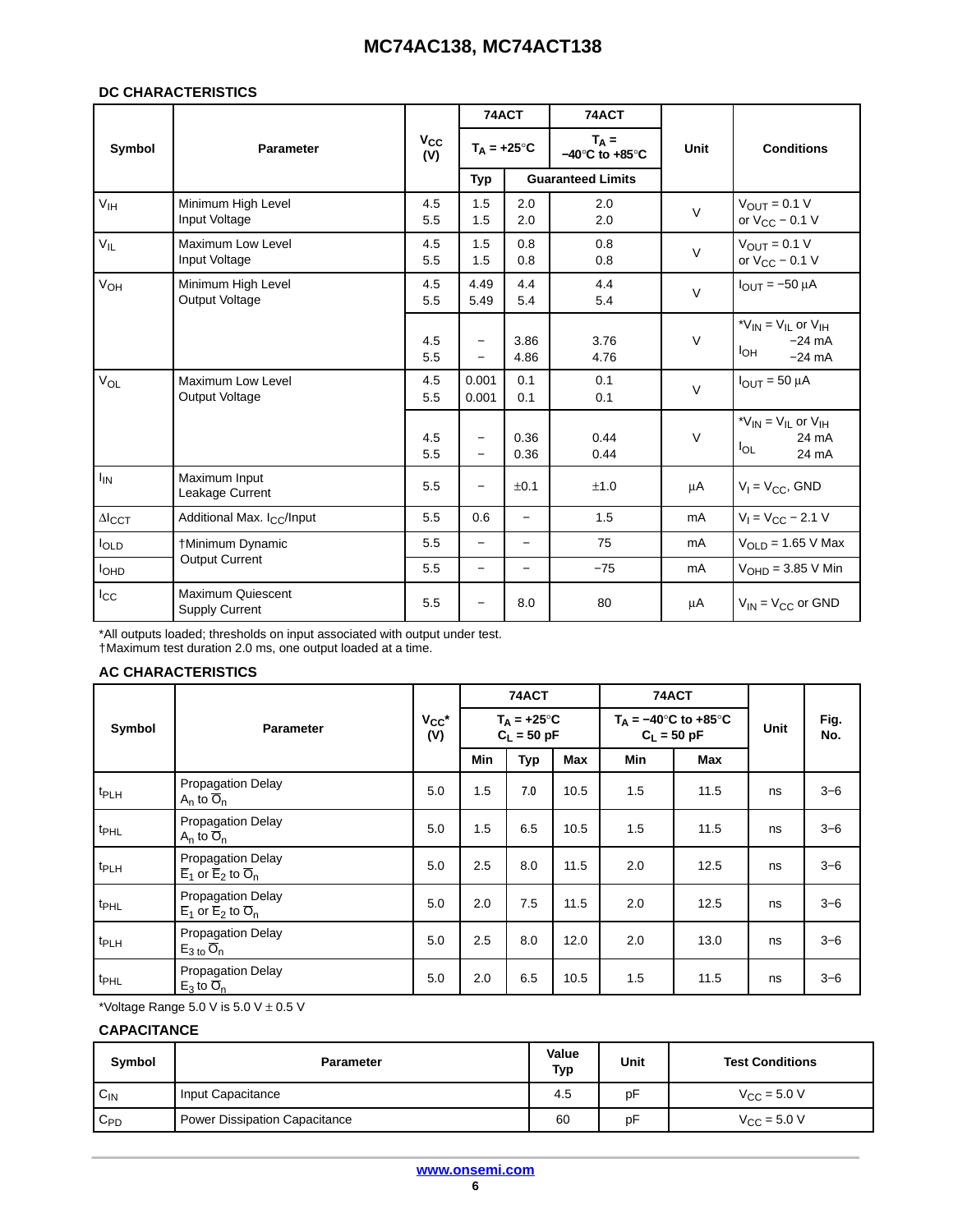### DC CHARACTERISTICS

| Symbol | Parameter | $V_{CC}$ (V) | 74ACT | | 74ACT | Unit | Conditions |
|---|---|---|---|---|---|---|---|
| | | | $T_A$ = +25°C | | $T_A$ = −40°C to +85°C | | |
| | | | Typ | Guaranteed Limits | | | |
| $V_{IH}$ | Minimum High Level Input Voltage | 4.5<br>5.5 | 1.5<br>1.5 | 2.0<br>2.0 | 2.0<br>2.0 | V | $V_{OUT}$ = 0.1 V or $V_{CC}$ − 0.1 V |
| $V_{IL}$ | Maximum Low Level Input Voltage | 4.5<br>5.5 | 1.5<br>1.5 | 0.8<br>0.8 | 0.8<br>0.8 | V | $V_{OUT}$ = 0.1 V or $V_{CC}$ − 0.1 V |
| $V_{OH}$ | Minimum High Level Output Voltage | 4.5<br>5.5 | 4.49<br>5.49 | 4.4<br>5.4 | 4.4<br>5.4 | V | $I_{OUT}$ = −50 μA |
| | | 4.5<br>5.5 | −<br>− | 3.86<br>4.86 | 3.76<br>4.76 | V | *$V_{IN}$ = $V_{IL}$ or $V_{IH}$<br>$I_{OH}$ −24 mA<br>−24 mA |
| $V_{OL}$ | Maximum Low Level Output Voltage | 4.5<br>5.5 | 0.001<br>0.001 | 0.1<br>0.1 | 0.1<br>0.1 | V | $I_{OUT}$ = 50 μA |
| | | 4.5<br>5.5 | −<br>− | 0.36<br>0.36 | 0.44<br>0.44 | V | *$V_{IN}$ = $V_{IL}$ or $V_{IH}$<br>$I_{OL}$ 24 mA<br>24 mA |
| $I_{IN}$ | Maximum Input Leakage Current | 5.5 | − | ±0.1 | ±1.0 | μA | $V_I$ = $V_{CC}$, GND |
| $\Delta I_{CCT}$ | Additional Max. $I_{CC}$/Input | 5.5 | 0.6 | − | 1.5 | mA | $V_I$ = $V_{CC}$ − 2.1 V |
| $I_{OLD}$ | †Minimum Dynamic Output Current | 5.5 | − | − | 75 | mA | $V_{OLD}$ = 1.65 V Max |
| $I_{OHD}$ | | 5.5 | − | − | −75 | mA | $V_{OHD}$ = 3.85 V Min |
| $I_{CC}$ | Maximum Quiescent Supply Current | 5.5 | − | 8.0 | 80 | μA | $V_{IN}$ = $V_{CC}$ or GND |

*All outputs loaded; thresholds on input associated with output under test.
†Maximum test duration 2.0 ms, one output loaded at a time.

### AC CHARACTERISTICS

| Symbol | Parameter | $V_{CC}$* (V) | 74ACT | | | 74ACT | | Unit | Fig. No. |
|---|---|---|---|---|---|---|---|---|---|
| | | | $T_A$ = +25°C $C_L$ = 50 pF | | | $T_A$ = −40°C to +85°C $C_L$ = 50 pF | | | |
| | | | Min | Typ | Max | Min | Max | | |
| $t_{PLH}$ | Propagation Delay $A_n$ to $\overline{O}_n$ | 5.0 | 1.5 | 7.0 | 10.5 | 1.5 | 11.5 | ns | 3−6 |
| $t_{PHL}$ | Propagation Delay $A_n$ to $\overline{O}_n$ | 5.0 | 1.5 | 6.5 | 10.5 | 1.5 | 11.5 | ns | 3−6 |
| $t_{PLH}$ | Propagation Delay $\overline{E}_1$ or $\overline{E}_2$ to $\overline{O}_n$ | 5.0 | 2.5 | 8.0 | 11.5 | 2.0 | 12.5 | ns | 3−6 |
| $t_{PHL}$ | Propagation Delay $\overline{E}_1$ or $\overline{E}_2$ to $\overline{O}_n$ | 5.0 | 2.0 | 7.5 | 11.5 | 2.0 | 12.5 | ns | 3−6 |
| $t_{PLH}$ | Propagation Delay $E_3$ to $\overline{O}_n$ | 5.0 | 2.5 | 8.0 | 12.0 | 2.0 | 13.0 | ns | 3−6 |
| $t_{PHL}$ | Propagation Delay $E_3$ to $\overline{O}_n$ | 5.0 | 2.0 | 6.5 | 10.5 | 1.5 | 11.5 | ns | 3−6 |

*Voltage Range 5.0 V is 5.0 V ± 0.5 V

### CAPACITANCE

| Symbol | Parameter | Value Typ | Unit | Test Conditions |
|---|---|---|---|---|
| $C_{IN}$ | Input Capacitance | 4.5 | pF | $V_{CC}$ = 5.0 V |
| $C_{PD}$ | Power Dissipation Capacitance | 60 | pF | $V_{CC}$ = 5.0 V |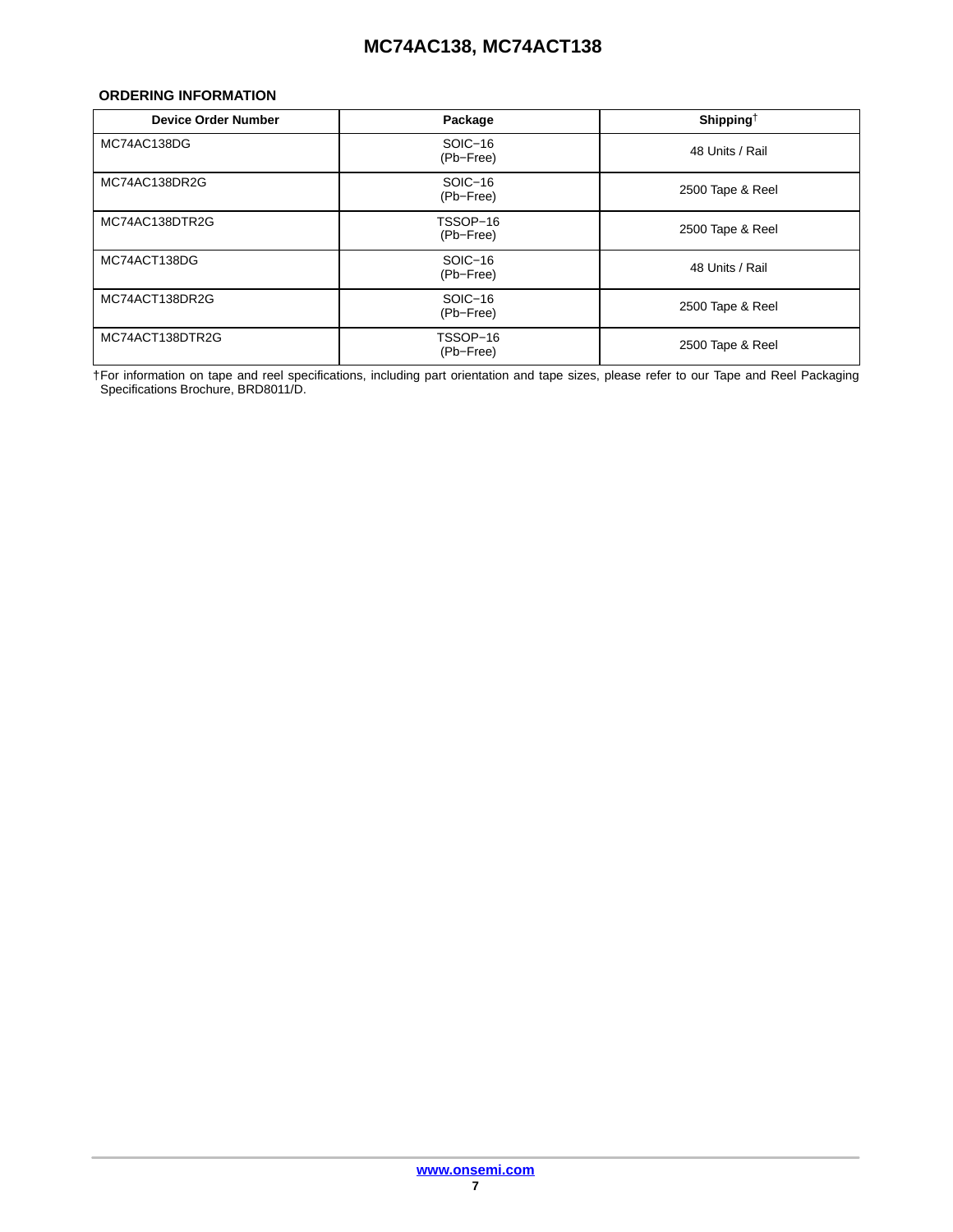### ORDERING INFORMATION

| Device Order Number | Package | Shipping† |
|---|---|---|
| MC74AC138DG | SOIC−16 (Pb−Free) | 48 Units / Rail |
| MC74AC138DR2G | SOIC−16 (Pb−Free) | 2500 Tape & Reel |
| MC74AC138DTR2G | TSSOP−16 (Pb−Free) | 2500 Tape & Reel |
| MC74ACT138DG | SOIC−16 (Pb−Free) | 48 Units / Rail |
| MC74ACT138DR2G | SOIC−16 (Pb−Free) | 2500 Tape & Reel |
| MC74ACT138DTR2G | TSSOP−16 (Pb−Free) | 2500 Tape & Reel |

†For information on tape and reel specifications, including part orientation and tape sizes, please refer to our Tape and Reel Packaging Specifications Brochure, BRD8011/D.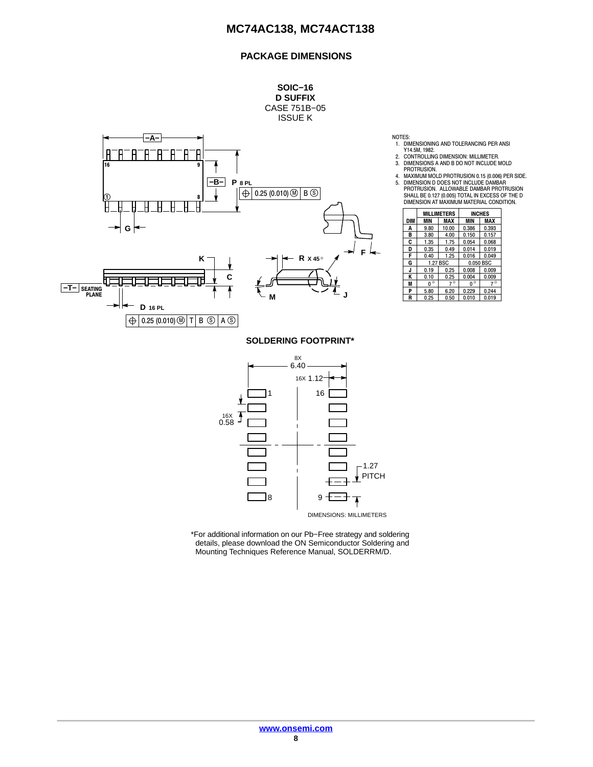## PACKAGE DIMENSIONS

**SOIC−16**
**D SUFFIX**
CASE 751B−05
ISSUE K

NOTES:
1. DIMENSIONING AND TOLERANCING PER ANSI Y14.5M, 1982.
2. CONTROLLING DIMENSION: MILLIMETER.
3. DIMENSIONS A AND B DO NOT INCLUDE MOLD PROTRUSION.
4. MAXIMUM MOLD PROTRUSION 0.15 (0.006) PER SIDE.
5. DIMENSION D DOES NOT INCLUDE DAMBAR PROTRUSION. ALLOWABLE DAMBAR PROTRUSION SHALL BE 0.127 (0.005) TOTAL IN EXCESS OF THE D DIMENSION AT MAXIMUM MATERIAL CONDITION.

| DIM | MILLIMETERS MIN | MILLIMETERS MAX | INCHES MIN | INCHES MAX |
|---|---|---|---|---|
| A | 9.80 | 10.00 | 0.386 | 0.393 |
| B | 3.80 | 4.00 | 0.150 | 0.157 |
| C | 1.35 | 1.75 | 0.054 | 0.068 |
| D | 0.35 | 0.49 | 0.014 | 0.019 |
| F | 0.40 | 1.25 | 0.016 | 0.049 |
| G | 1.27 BSC | | 0.050 BSC | |
| J | 0.19 | 0.25 | 0.008 | 0.009 |
| K | 0.10 | 0.25 | 0.004 | 0.009 |
| M | 0° | 7° | 0° | 7° |
| P | 5.80 | 6.20 | 0.229 | 0.244 |
| R | 0.25 | 0.50 | 0.010 | 0.019 |

### SOLDERING FOOTPRINT*

DIMENSIONS: MILLIMETERS

*For additional information on our Pb−Free strategy and soldering details, please download the ON Semiconductor Soldering and Mounting Techniques Reference Manual, SOLDERRM/D.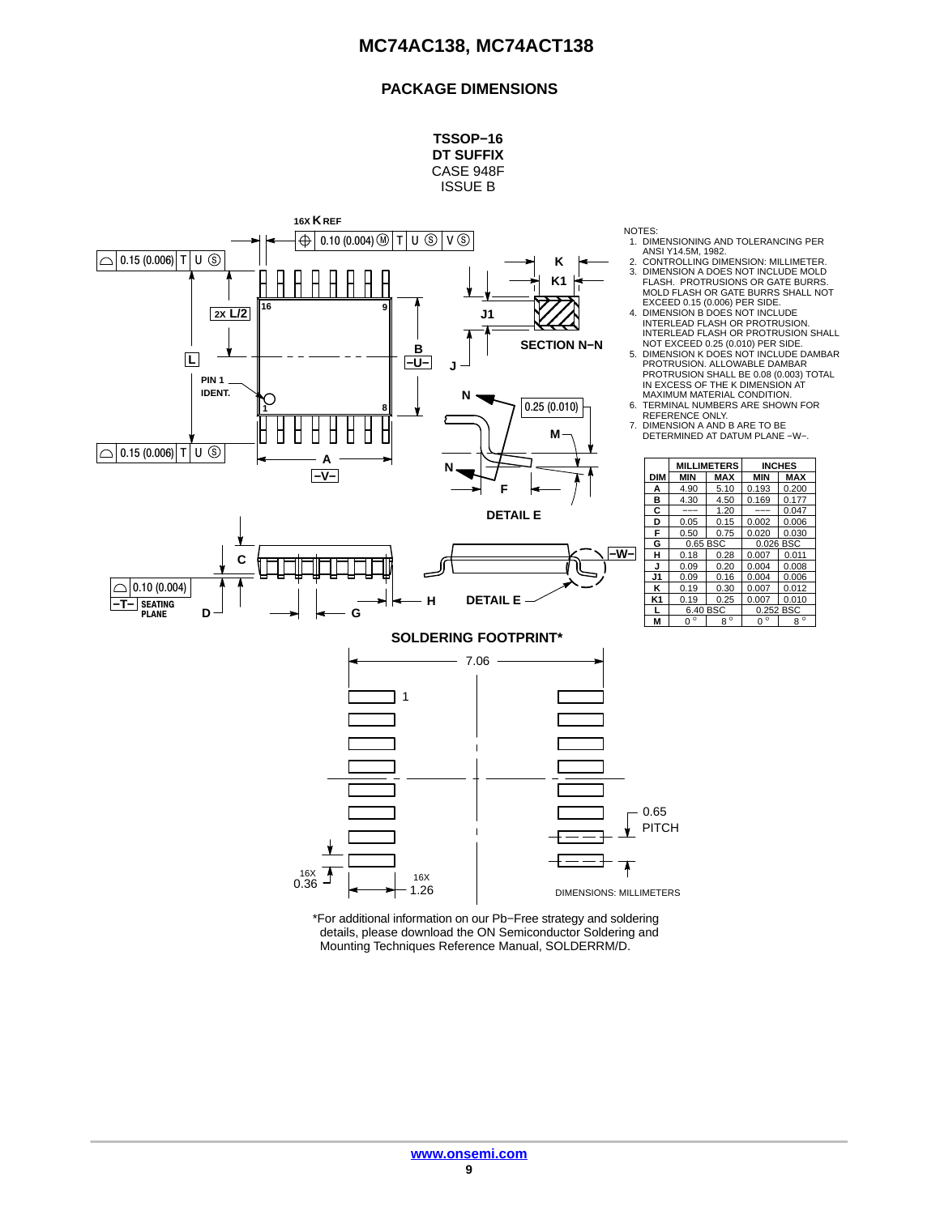## PACKAGE DIMENSIONS

**TSSOP−16**
**DT SUFFIX**
CASE 948F
ISSUE B

NOTES:
1. DIMENSIONING AND TOLERANCING PER ANSI Y14.5M, 1982.
2. CONTROLLING DIMENSION: MILLIMETER.
3. DIMENSION A DOES NOT INCLUDE MOLD FLASH. PROTRUSIONS OR GATE BURRS. MOLD FLASH OR GATE BURRS SHALL NOT EXCEED 0.15 (0.006) PER SIDE.
4. DIMENSION B DOES NOT INCLUDE INTERLEAD FLASH OR PROTRUSION. INTERLEAD FLASH OR PROTRUSION SHALL NOT EXCEED 0.25 (0.010) PER SIDE.
5. DIMENSION K DOES NOT INCLUDE DAMBAR PROTRUSION. ALLOWABLE DAMBAR PROTRUSION SHALL BE 0.08 (0.003) TOTAL IN EXCESS OF THE K DIMENSION AT MAXIMUM MATERIAL CONDITION.
6. TERMINAL NUMBERS ARE SHOWN FOR REFERENCE ONLY.
7. DIMENSION A AND B ARE TO BE DETERMINED AT DATUM PLANE −W−.

| DIM | MILLIMETERS MIN | MILLIMETERS MAX | INCHES MIN | INCHES MAX |
|---|---|---|---|---|
| A | 4.90 | 5.10 | 0.193 | 0.200 |
| B | 4.30 | 4.50 | 0.169 | 0.177 |
| C | −−− | 1.20 | −−− | 0.047 |
| D | 0.05 | 0.15 | 0.002 | 0.006 |
| F | 0.50 | 0.75 | 0.020 | 0.030 |
| G | 0.65 BSC | | 0.026 BSC | |
| H | 0.18 | 0.28 | 0.007 | 0.011 |
| J | 0.09 | 0.20 | 0.004 | 0.008 |
| J1 | 0.09 | 0.16 | 0.004 | 0.006 |
| K | 0.19 | 0.30 | 0.007 | 0.012 |
| K1 | 0.19 | 0.25 | 0.007 | 0.010 |
| L | 6.40 BSC | | 0.252 BSC | |
| M | 0° | 8° | 0° | 8° |

**SOLDERING FOOTPRINT***

DIMENSIONS: MILLIMETERS

*For additional information on our Pb−Free strategy and soldering details, please download the ON Semiconductor Soldering and Mounting Techniques Reference Manual, SOLDERRM/D.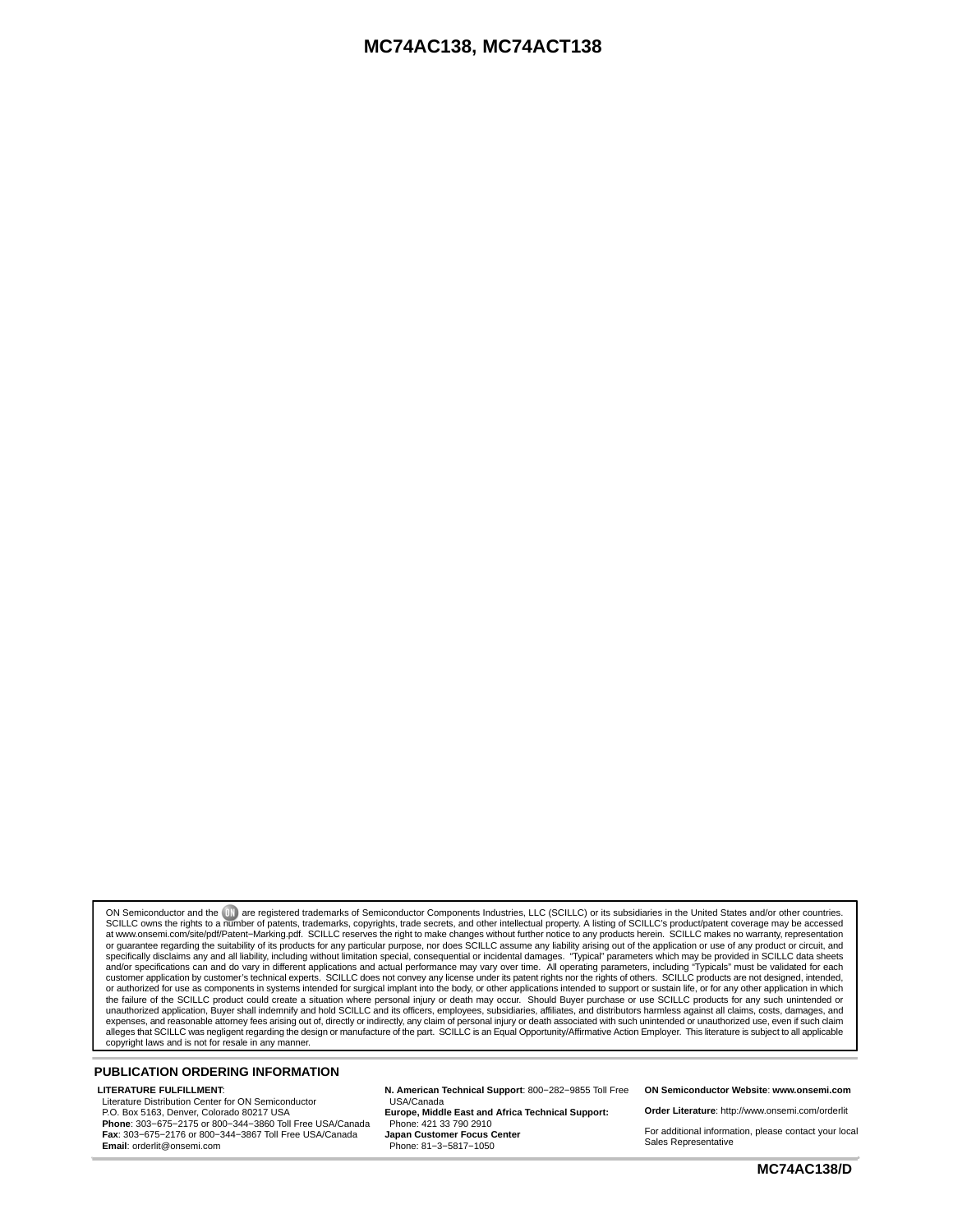ON Semiconductor and the ON logo are registered trademarks of Semiconductor Components Industries, LLC (SCILLC) or its subsidiaries in the United States and/or other countries. SCILLC owns the rights to a number of patents, trademarks, copyrights, trade secrets, and other intellectual property. A listing of SCILLC's product/patent coverage may be accessed at www.onsemi.com/site/pdf/Patent−Marking.pdf. SCILLC reserves the right to make changes without further notice to any products herein. SCILLC makes no warranty, representation or guarantee regarding the suitability of its products for any particular purpose, nor does SCILLC assume any liability arising out of the application or use of any product or circuit, and specifically disclaims any and all liability, including without limitation special, consequential or incidental damages. "Typical" parameters which may be provided in SCILLC data sheets and/or specifications can and do vary in different applications and actual performance may vary over time. All operating parameters, including "Typicals" must be validated for each customer application by customer's technical experts. SCILLC does not convey any license under its patent rights nor the rights of others. SCILLC products are not designed, intended, or authorized for use as components in systems intended for surgical implant into the body, or other applications intended to support or sustain life, or for any other application in which the failure of the SCILLC product could create a situation where personal injury or death may occur. Should Buyer purchase or use SCILLC products for any such unintended or unauthorized application, Buyer shall indemnify and hold SCILLC and its officers, employees, subsidiaries, affiliates, and distributors harmless against all claims, costs, damages, and expenses, and reasonable attorney fees arising out of, directly or indirectly, any claim of personal injury or death associated with such unintended or unauthorized use, even if such claim alleges that SCILLC was negligent regarding the design or manufacture of the part. SCILLC is an Equal Opportunity/Affirmative Action Employer. This literature is subject to all applicable copyright laws and is not for resale in any manner.

## PUBLICATION ORDERING INFORMATION

**LITERATURE FULFILLMENT**:
Literature Distribution Center for ON Semiconductor
P.O. Box 5163, Denver, Colorado 80217 USA
**Phone**: 303−675−2175 or 800−344−3860 Toll Free USA/Canada
**Fax**: 303−675−2176 or 800−344−3867 Toll Free USA/Canada
**Email**: orderlit@onsemi.com

**N. American Technical Support**: 800−282−9855 Toll Free USA/Canada
**Europe, Middle East and Africa Technical Support:**
Phone: 421 33 790 2910
**Japan Customer Focus Center**
Phone: 81−3−5817−1050

**ON Semiconductor Website**: **www.onsemi.com**

**Order Literature**: http://www.onsemi.com/orderlit

For additional information, please contact your local Sales Representative

**MC74AC138/D**